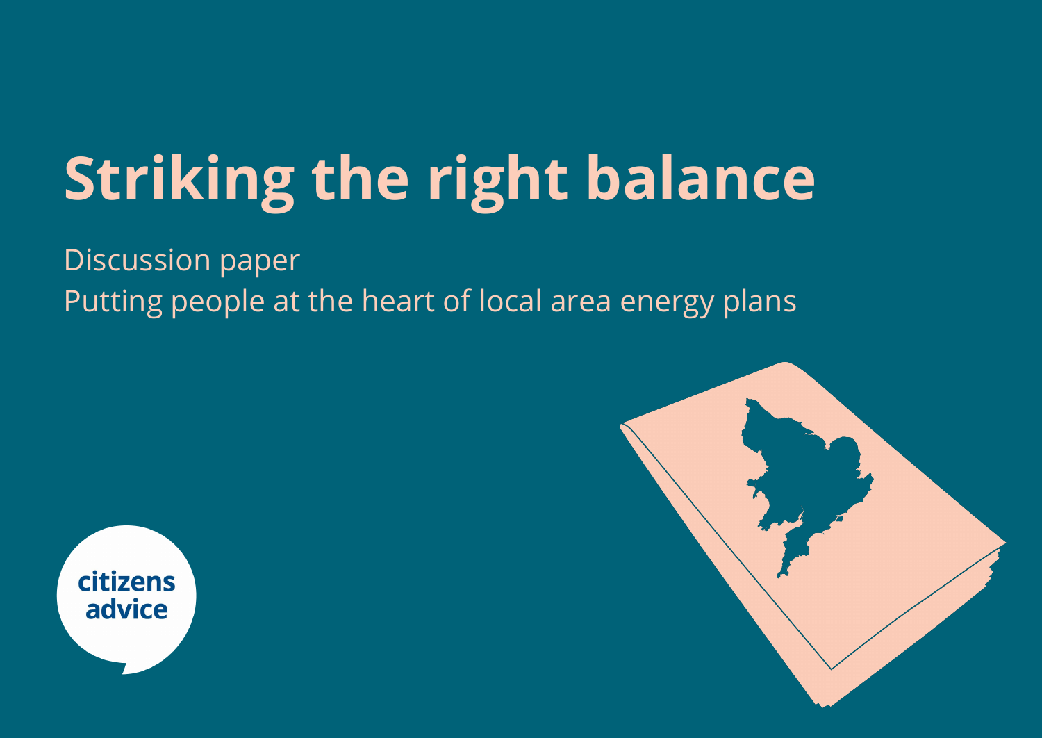# Striking the right balance

Discussion paper

Putting people at the heart of local area energy plans

citizens advice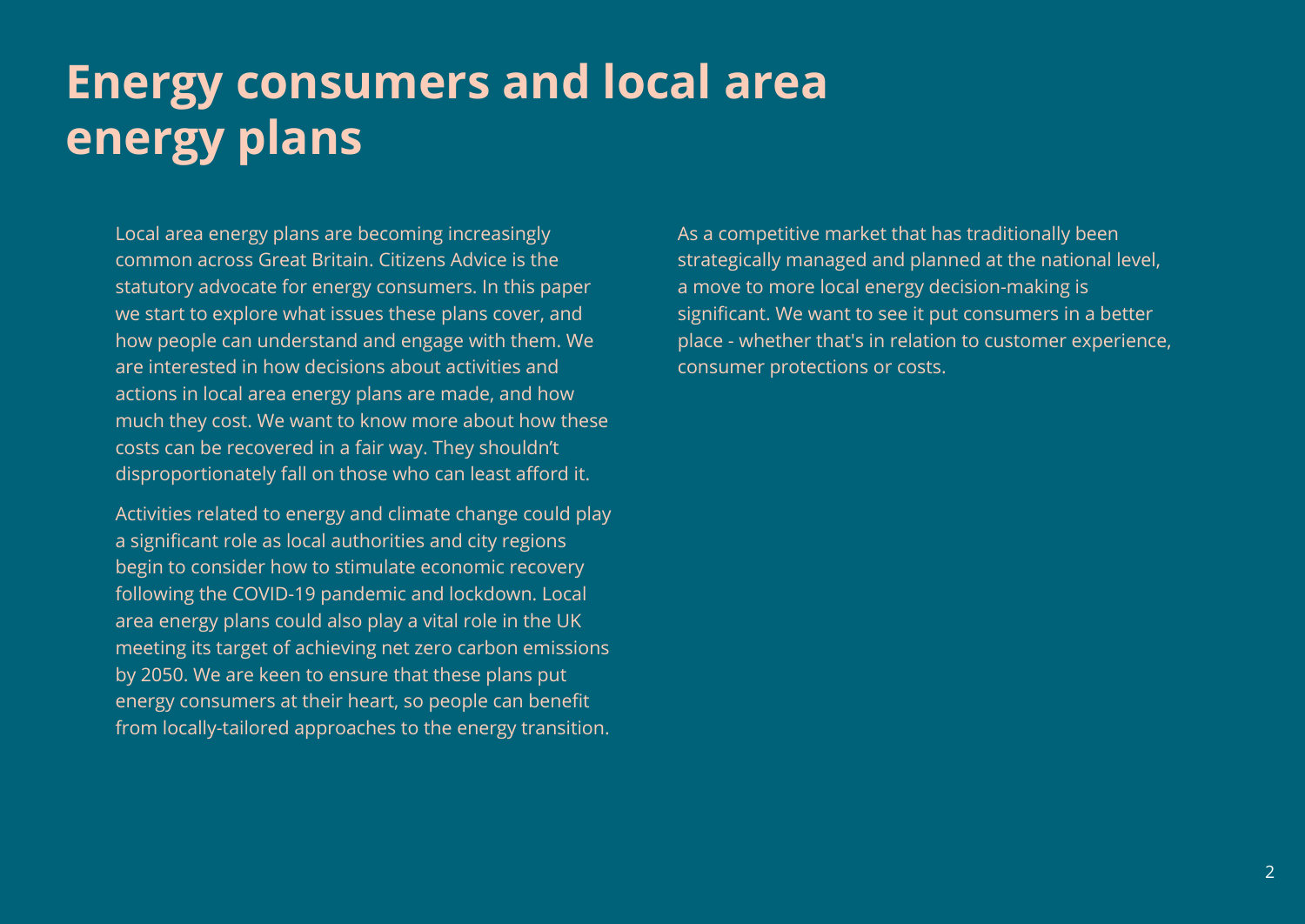# Energy consumers and local area energy plans

Local area energy plans are becoming increasingly common across Great Britain. Citizens Advice is the statutory advocate for energy consumers. In this paper we start to explore what issues these plans cover, and how people can understand and engage with them. We are interested in how decisions about activities and actions in local area energy plans are made, and how much they cost. We want to know more about how these costs can be recovered in a fair way. They shouldn't disproportionately fall on those who can least afford it.

Activities related to energy and climate change could play a significant role as local authorities and city regions begin to consider how to stimulate economic recovery following the COVID-19 pandemic and lockdown. Local area energy plans could also play a vital role in the UK meeting its target of achieving net zero carbon emissions by 2050. We are keen to ensure that these plans put energy consumers at their heart, so people can benefit from locally-tailored approaches to the energy transition.

As a competitive market that has traditionally been strategically managed and planned at the national level, a move to more local energy decision-making is significant. We want to see it put consumers in a better place - whether that's in relation to customer experience, consumer protections or costs.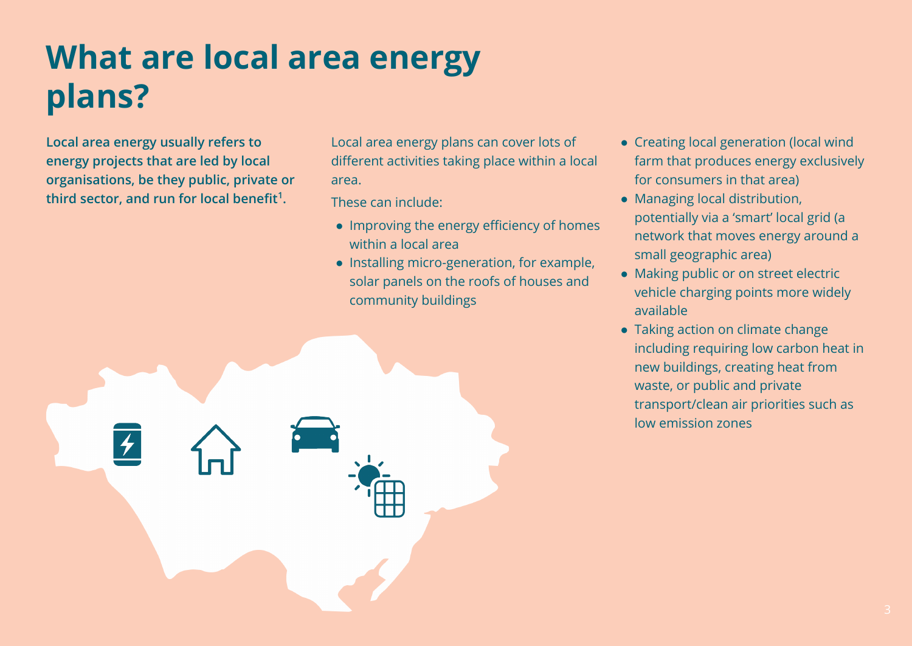# What are local area energy plans?

**Local area energy usually refers to energy projects that are led by local organisations, be they public, private or third sector, and run for local benefit[1].**

Local area energy plans can cover lots of different activities taking place within a local area.

These can include:

- Improving the energy efficiency of homes within a local area
- Installing micro-generation, for example, solar panels on the roofs of houses and community buildings
- Creating local generation (local wind farm that produces energy exclusively for consumers in that area)
- Managing local distribution, potentially via a 'smart' local grid (a network that moves energy around a small geographic area)
- Making public or on street electric vehicle charging points more widely available
- Taking action on climate change including requiring low carbon heat in new buildings, creating heat from waste, or public and private transport/clean air priorities such as low emission zones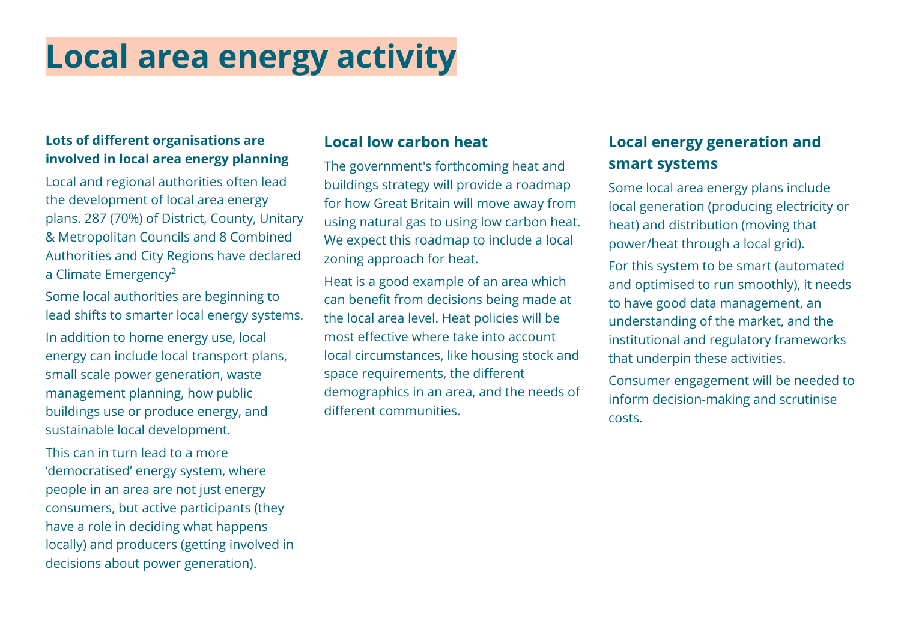# Local area energy activity

### Lots of different organisations are involved in local area energy planning

Local and regional authorities often lead the development of local area energy plans. 287 (70%) of District, County, Unitary & Metropolitan Councils and 8 Combined Authorities and City Regions have declared a Climate Emergency[2]

Some local authorities are beginning to lead shifts to smarter local energy systems.

In addition to home energy use, local energy can include local transport plans, small scale power generation, waste management planning, how public buildings use or produce energy, and sustainable local development.

This can in turn lead to a more 'democratised' energy system, where people in an area are not just energy consumers, but active participants (they have a role in deciding what happens locally) and producers (getting involved in decisions about power generation).

## Local low carbon heat

The government's forthcoming heat and buildings strategy will provide a roadmap for how Great Britain will move away from using natural gas to using low carbon heat. We expect this roadmap to include a local zoning approach for heat.

Heat is a good example of an area which can benefit from decisions being made at the local area level. Heat policies will be most effective where take into account local circumstances, like housing stock and space requirements, the different demographics in an area, and the needs of different communities.

## Local energy generation and smart systems

Some local area energy plans include local generation (producing electricity or heat) and distribution (moving that power/heat through a local grid).

For this system to be smart (automated and optimised to run smoothly), it needs to have good data management, an understanding of the market, and the institutional and regulatory frameworks that underpin these activities.

Consumer engagement will be needed to inform decision-making and scrutinise costs.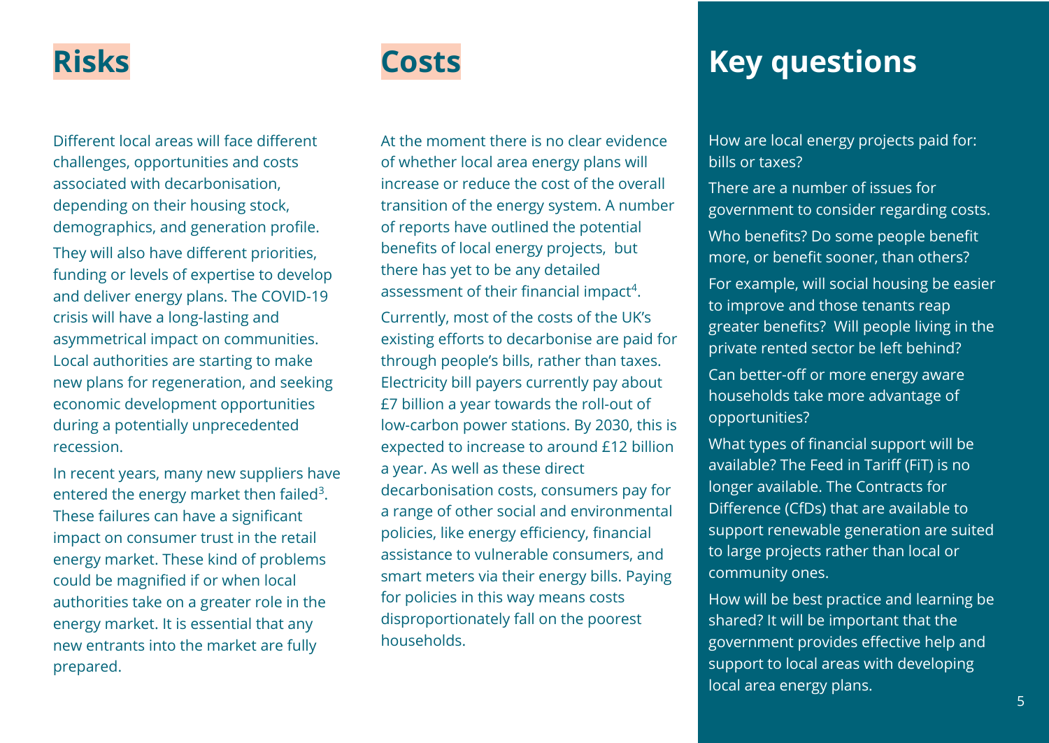## Risks

Different local areas will face different challenges, opportunities and costs associated with decarbonisation, depending on their housing stock, demographics, and generation profile.

They will also have different priorities, funding or levels of expertise to develop and deliver energy plans. The COVID-19 crisis will have a long-lasting and asymmetrical impact on communities. Local authorities are starting to make new plans for regeneration, and seeking economic development opportunities during a potentially unprecedented recession.

In recent years, many new suppliers have entered the energy market then failed[3]. These failures can have a significant impact on consumer trust in the retail energy market. These kind of problems could be magnified if or when local authorities take on a greater role in the energy market. It is essential that any new entrants into the market are fully prepared.

## Costs

At the moment there is no clear evidence of whether local area energy plans will increase or reduce the cost of the overall transition of the energy system. A number of reports have outlined the potential benefits of local energy projects, but there has yet to be any detailed assessment of their financial impact[4].

Currently, most of the costs of the UK's existing efforts to decarbonise are paid for through people's bills, rather than taxes. Electricity bill payers currently pay about £7 billion a year towards the roll-out of low-carbon power stations. By 2030, this is expected to increase to around £12 billion a year. As well as these direct decarbonisation costs, consumers pay for a range of other social and environmental policies, like energy efficiency, financial assistance to vulnerable consumers, and smart meters via their energy bills. Paying for policies in this way means costs disproportionately fall on the poorest households.

## Key questions

How are local energy projects paid for: bills or taxes?

There are a number of issues for government to consider regarding costs.

Who benefits? Do some people benefit more, or benefit sooner, than others?

For example, will social housing be easier to improve and those tenants reap greater benefits? Will people living in the private rented sector be left behind?

Can better-off or more energy aware households take more advantage of opportunities?

What types of financial support will be available? The Feed in Tariff (FiT) is no longer available. The Contracts for Difference (CfDs) that are available to support renewable generation are suited to large projects rather than local or community ones.

How will be best practice and learning be shared? It will be important that the government provides effective help and support to local areas with developing local area energy plans.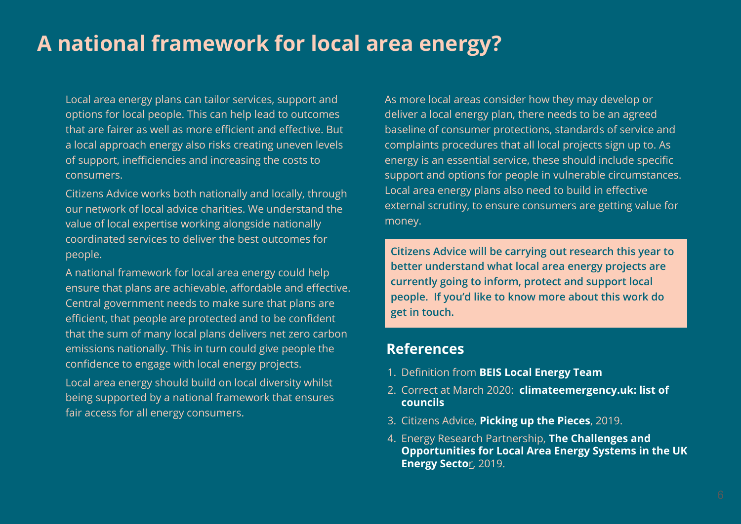# A national framework for local area energy?

Local area energy plans can tailor services, support and options for local people. This can help lead to outcomes that are fairer as well as more efficient and effective. But a local approach energy also risks creating uneven levels of support, inefficiencies and increasing the costs to consumers.

Citizens Advice works both nationally and locally, through our network of local advice charities. We understand the value of local expertise working alongside nationally coordinated services to deliver the best outcomes for people.

A national framework for local area energy could help ensure that plans are achievable, affordable and effective. Central government needs to make sure that plans are efficient, that people are protected and to be confident that the sum of many local plans delivers net zero carbon emissions nationally. This in turn could give people the confidence to engage with local energy projects.

Local area energy should build on local diversity whilst being supported by a national framework that ensures fair access for all energy consumers.

As more local areas consider how they may develop or deliver a local energy plan, there needs to be an agreed baseline of consumer protections, standards of service and complaints procedures that all local projects sign up to. As energy is an essential service, these should include specific support and options for people in vulnerable circumstances. Local area energy plans also need to build in effective external scrutiny, to ensure consumers are getting value for money.

**Citizens Advice will be carrying out research this year to better understand what local area energy projects are currently going to inform, protect and support local people. If you'd like to know more about this work do get in touch.**

## References

1. Definition from **BEIS Local Energy Team**
2. Correct at March 2020: **climateemergency.uk: list of councils**
3. Citizens Advice, **Picking up the Pieces**, 2019.
4. Energy Research Partnership, **The Challenges and Opportunities for Local Area Energy Systems in the UK Energy Sector**, 2019.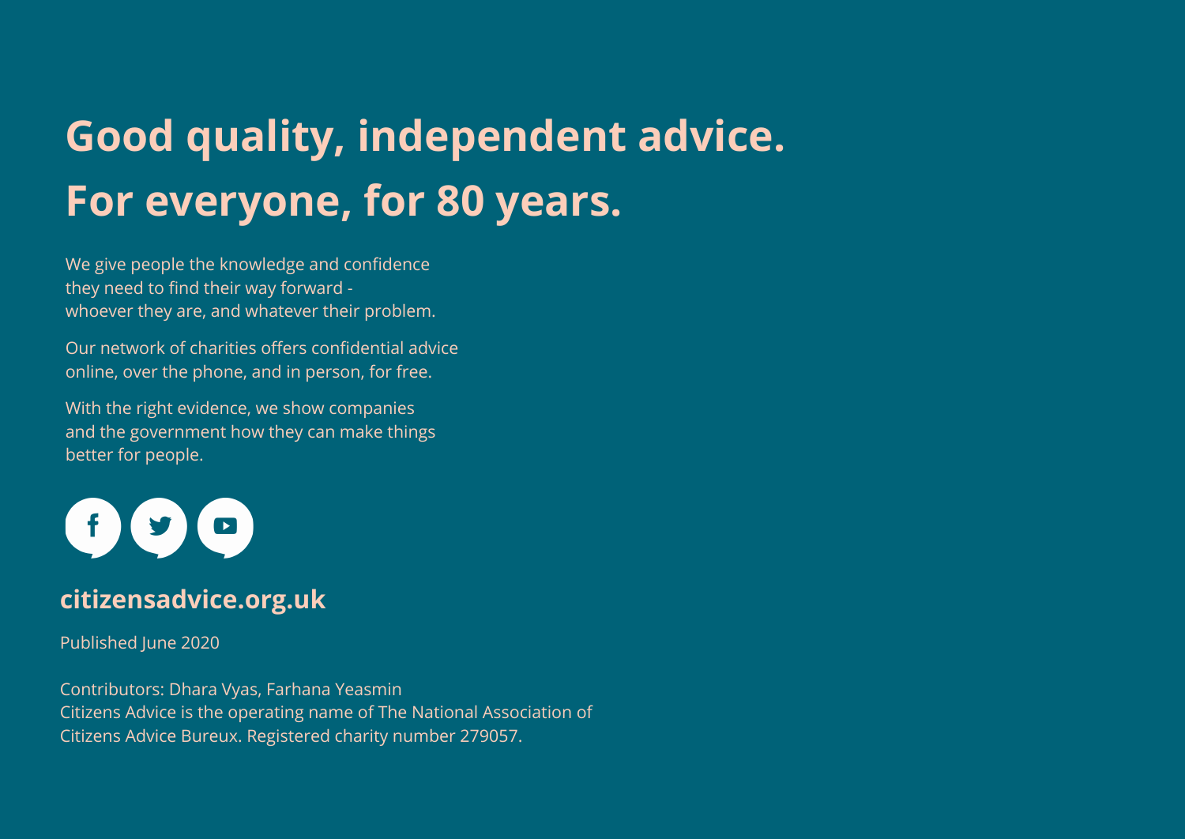# Good quality, independent advice. For everyone, for 80 years.

We give people the knowledge and confidence they need to find their way forward - whoever they are, and whatever their problem.

Our network of charities offers confidential advice online, over the phone, and in person, for free.

With the right evidence, we show companies and the government how they can make things better for people.

**citizensadvice.org.uk**

Published June 2020

Contributors: Dhara Vyas, Farhana Yeasmin
Citizens Advice is the operating name of The National Association of Citizens Advice Bureux. Registered charity number 279057.